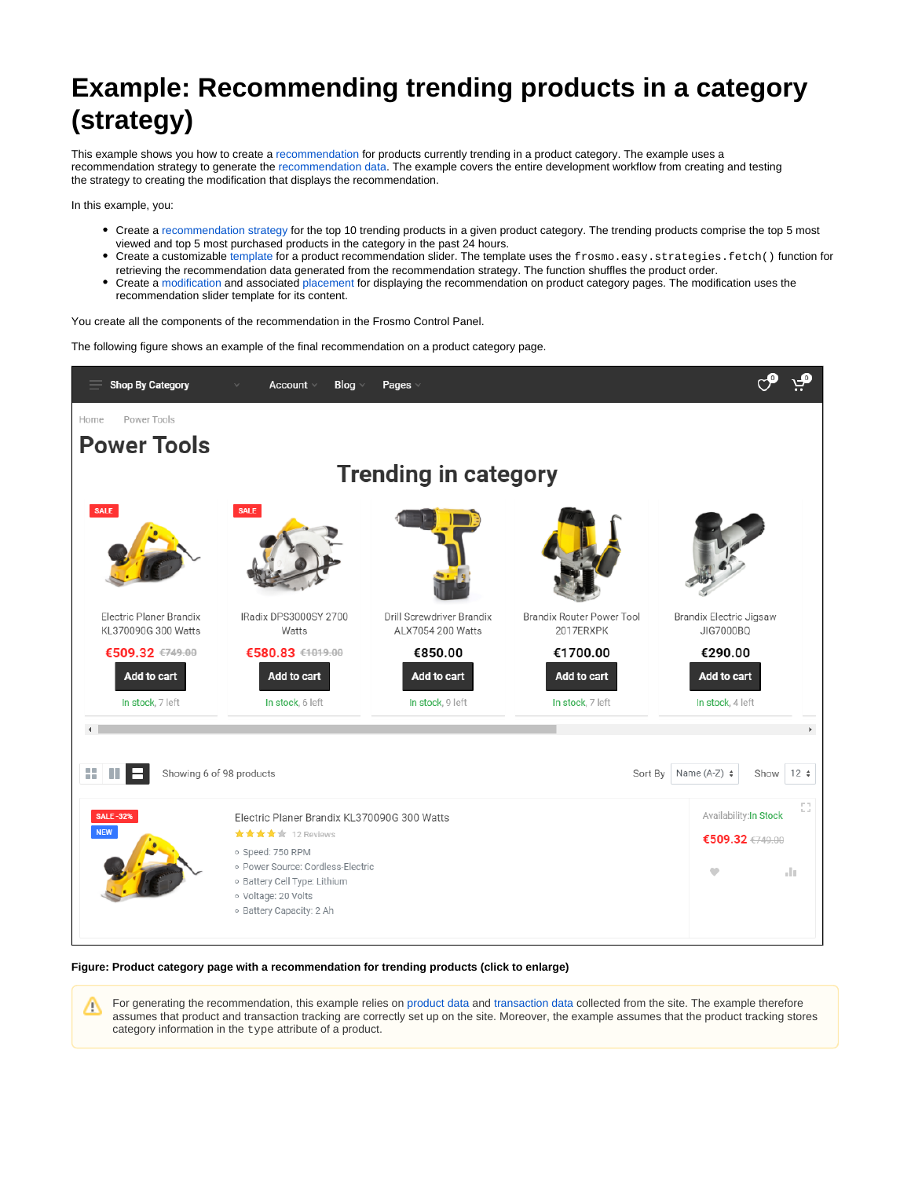# Example: Recommending trending products in a category (strategy)

This example shows you how to create a recommendation for products currently trending in a product category. The example uses a recommendation strategy to generate the recommendation data. The example covers the entire development workflow from creating and testing the strategy to creating the modification that displays the recommendation.

In this example, you:

- Create a recommendation strategy for the top 10 trending products in a given product category. The trending products comprise the top 5 most viewed and top 5 most purchased products in the category in the past 24 hours.
- Create a customizable template for a product recommendation slider. The template uses the `frosmo.easy.strategies.fetch()` function for retrieving the recommendation data generated from the recommendation strategy. The function shuffles the product order.
- Create a modification and associated placement for displaying the recommendation on product category pages. The modification uses the recommendation slider template for its content.

You create all the components of the recommendation in the Frosmo Control Panel.

The following figure shows an example of the final recommendation on a product category page.

**Figure: Product category page with a recommendation for trending products (click to enlarge)**

For generating the recommendation, this example relies on product data and transaction data collected from the site. The example therefore assumes that product and transaction tracking are correctly set up on the site. Moreover, the example assumes that the product tracking stores category information in the `type` attribute of a product.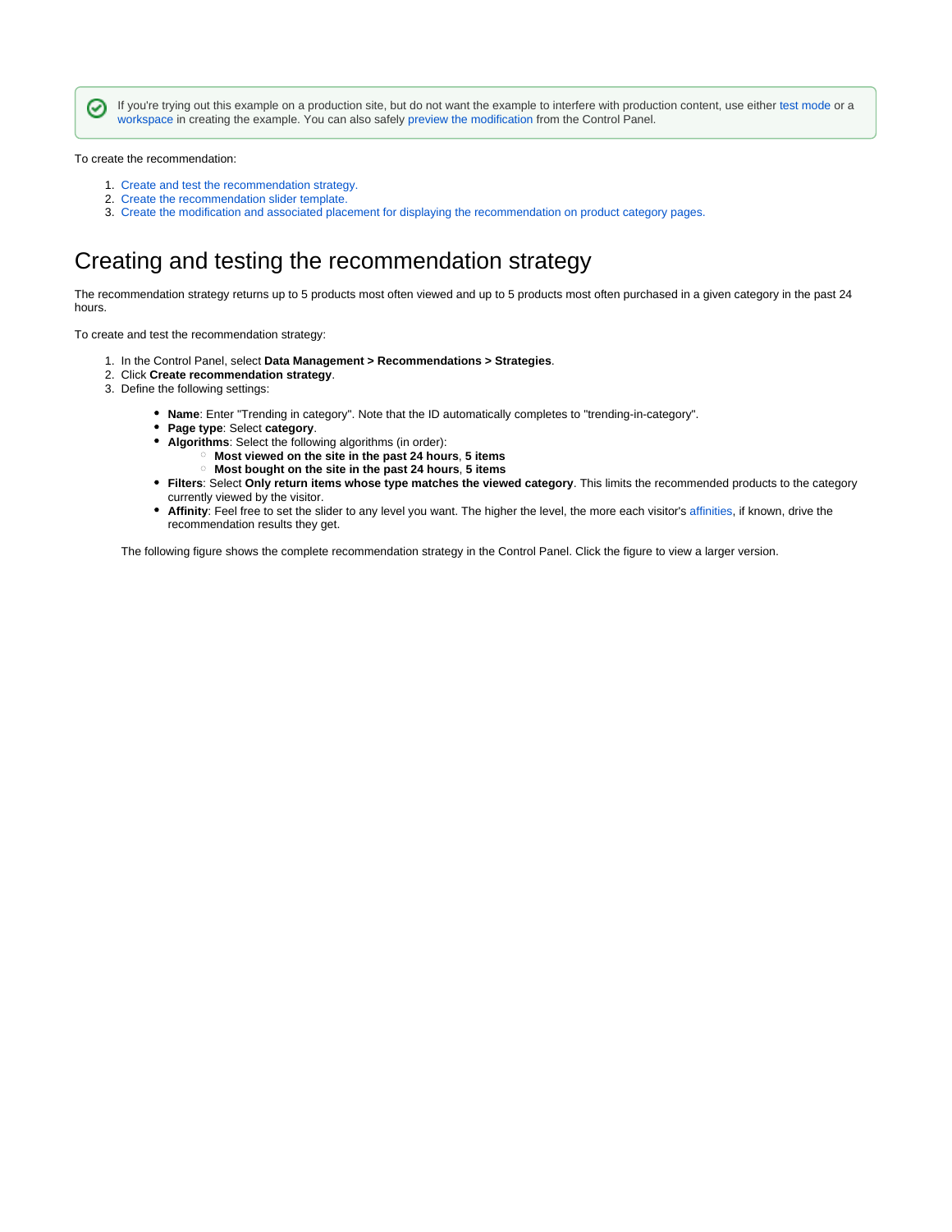> If you're trying out this example on a production site, but do not want the example to interfere with production content, use either test mode or a workspace in creating the example. You can also safely preview the modification from the Control Panel.

To create the recommendation:

1. Create and test the recommendation strategy.
2. Create the recommendation slider template.
3. Create the modification and associated placement for displaying the recommendation on product category pages.

# Creating and testing the recommendation strategy

The recommendation strategy returns up to 5 products most often viewed and up to 5 products most often purchased in a given category in the past 24 hours.

To create and test the recommendation strategy:

1. In the Control Panel, select **Data Management > Recommendations > Strategies**.
2. Click **Create recommendation strategy**.
3. Define the following settings:
   - **Name**: Enter "Trending in category". Note that the ID automatically completes to "trending-in-category".
   - **Page type**: Select **category**.
   - **Algorithms**: Select the following algorithms (in order):
     - **Most viewed on the site in the past 24 hours**, **5 items**
     - **Most bought on the site in the past 24 hours**, **5 items**
   - **Filters**: Select **Only return items whose type matches the viewed category**. This limits the recommended products to the category currently viewed by the visitor.
   - **Affinity**: Feel free to set the slider to any level you want. The higher the level, the more each visitor's affinities, if known, drive the recommendation results they get.

   The following figure shows the complete recommendation strategy in the Control Panel. Click the figure to view a larger version.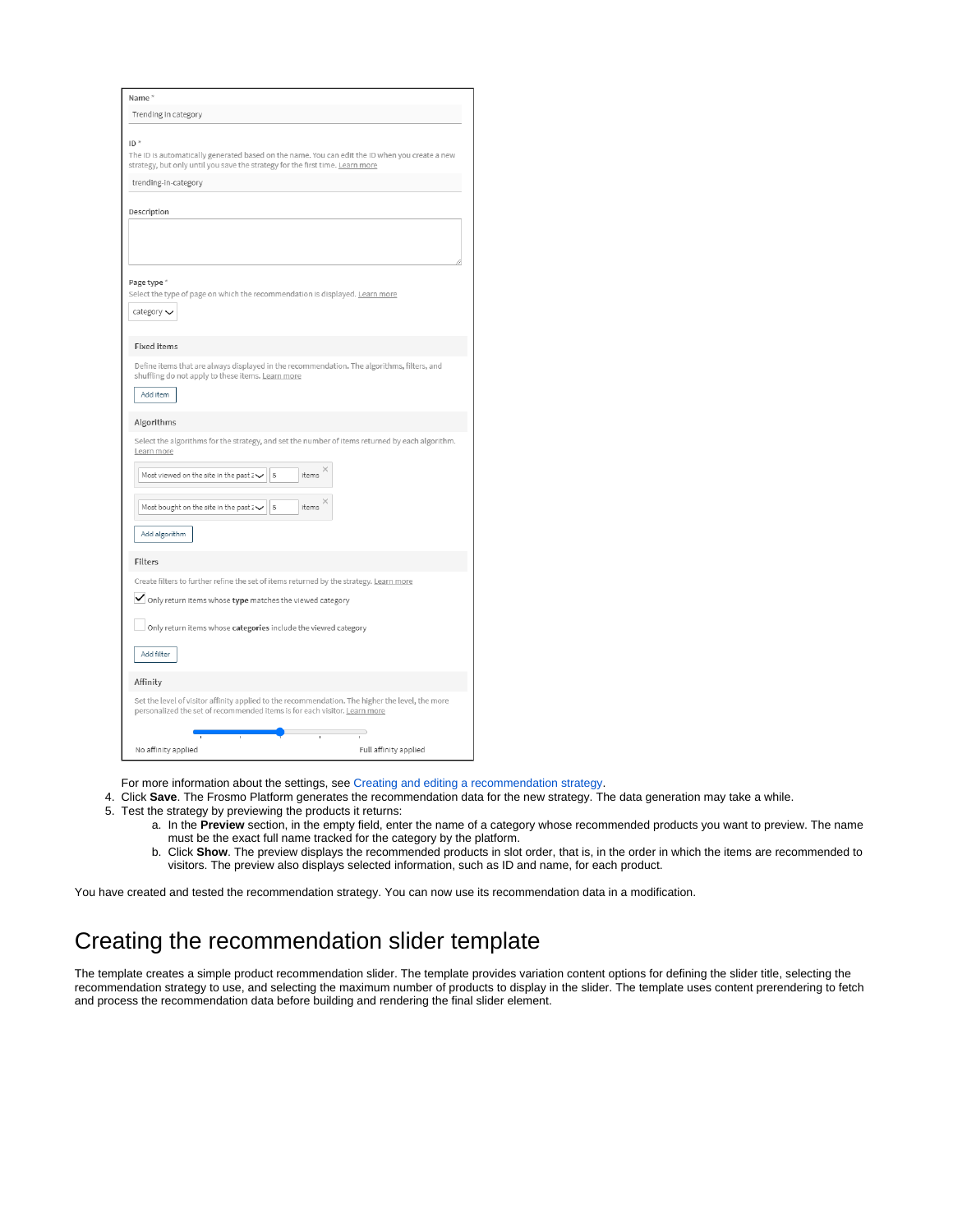Name *

Trending in category

ID *

The ID is automatically generated based on the name. You can edit the ID when you create a new strategy, but only until you save the strategy for the first time. Learn more

trending-in-category

Description

Page type *

Select the type of page on which the recommendation is displayed. Learn more

category

Fixed items

Define items that are always displayed in the recommendation. The algorithms, filters, and shuffling do not apply to these items. Learn more

Add item

Algorithms

Select the algorithms for the strategy, and set the number of items returned by each algorithm. Learn more

Most viewed on the site in the past 2 | 5 | items

Most bought on the site in the past 2 | 5 | items

Add algorithm

Filters

Create filters to further refine the set of items returned by the strategy. Learn more

- [x] Only return items whose **type** matches the viewed category
- [ ] Only return items whose **categories** include the viewed category

Add filter

Affinity

Set the level of visitor affinity applied to the recommendation. The higher the level, the more personalized the set of recommended items is for each visitor. Learn more

No affinity applied — Full affinity applied

For more information about the settings, see Creating and editing a recommendation strategy.

4. Click **Save**. The Frosmo Platform generates the recommendation data for the new strategy. The data generation may take a while.
5. Test the strategy by previewing the products it returns:
   a. In the **Preview** section, in the empty field, enter the name of a category whose recommended products you want to preview. The name must be the exact full name tracked for the category by the platform.
   b. Click **Show**. The preview displays the recommended products in slot order, that is, in the order in which the items are recommended to visitors. The preview also displays selected information, such as ID and name, for each product.

You have created and tested the recommendation strategy. You can now use its recommendation data in a modification.

# Creating the recommendation slider template

The template creates a simple product recommendation slider. The template provides variation content options for defining the slider title, selecting the recommendation strategy to use, and selecting the maximum number of products to display in the slider. The template uses content prerendering to fetch and process the recommendation data before building and rendering the final slider element.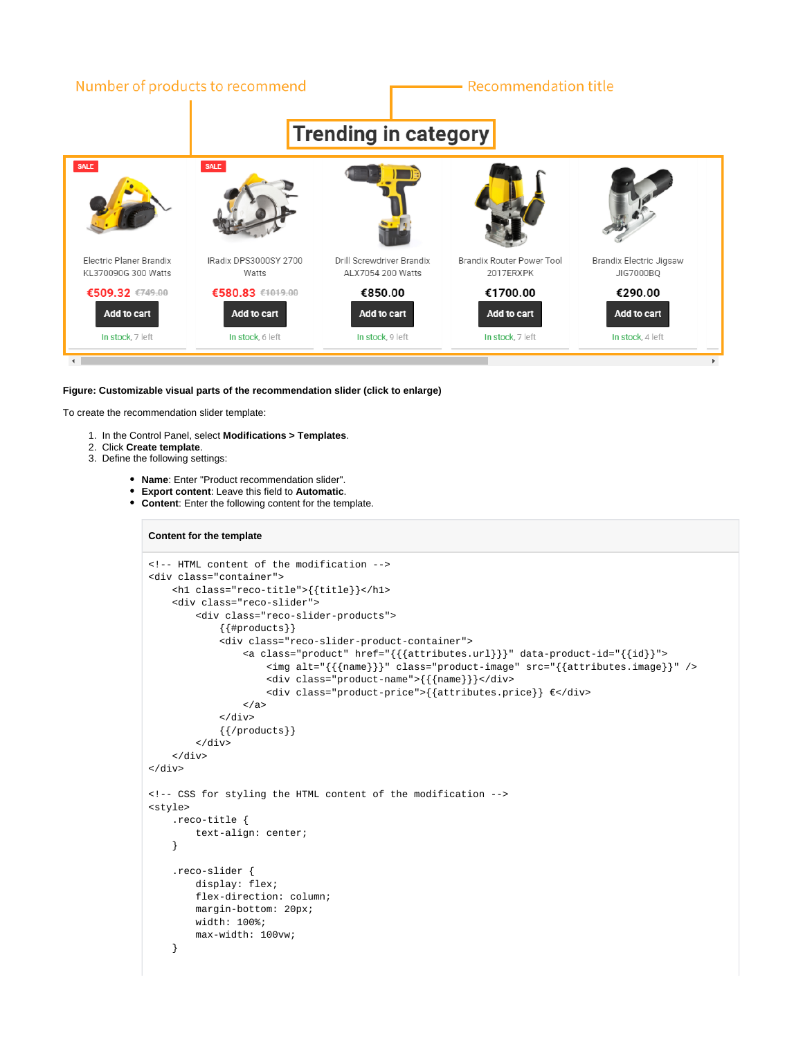**Figure: Customizable visual parts of the recommendation slider (click to enlarge)**

To create the recommendation slider template:

1. In the Control Panel, select **Modifications > Templates**.
2. Click **Create template**.
3. Define the following settings:
    - **Name**: Enter "Product recommendation slider".
    - **Export content**: Leave this field to **Automatic**.
    - **Content**: Enter the following content for the template.

**Content for the template**

```
<!-- HTML content of the modification -->
<div class="container">
    <h1 class="reco-title">{{title}}</h1>
    <div class="reco-slider">
        <div class="reco-slider-products">
            {{#products}}
            <div class="reco-slider-product-container">
                <a class="product" href="{{{attributes.url}}}" data-product-id="{{id}}">
                    <img alt="{{{name}}}" class="product-image" src="{{attributes.image}}" />
                    <div class="product-name">{{{name}}}</div>
                    <div class="product-price">{{attributes.price}} €</div>
                </a>
            </div>
            {{/products}}
        </div>
    </div>
</div>

<!-- CSS for styling the HTML content of the modification -->
<style>
    .reco-title {
        text-align: center;
    }

    .reco-slider {
        display: flex;
        flex-direction: column;
        margin-bottom: 20px;
        width: 100%;
        max-width: 100vw;
    }
```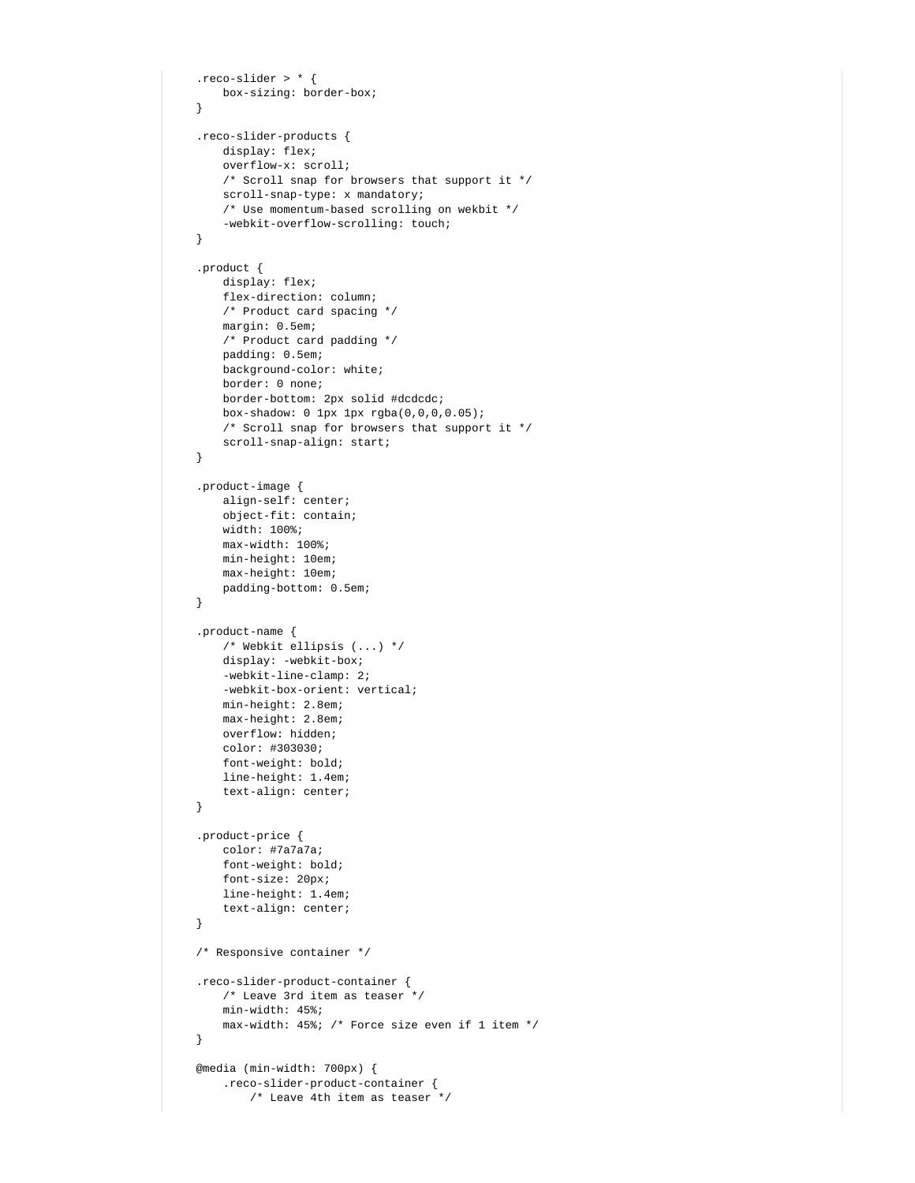```
.reco-slider > * {
    box-sizing: border-box;
}

.reco-slider-products {
    display: flex;
    overflow-x: scroll;
    /* Scroll snap for browsers that support it */
    scroll-snap-type: x mandatory;
    /* Use momentum-based scrolling on wekbit */
    -webkit-overflow-scrolling: touch;
}

.product {
    display: flex;
    flex-direction: column;
    /* Product card spacing */
    margin: 0.5em;
    /* Product card padding */
    padding: 0.5em;
    background-color: white;
    border: 0 none;
    border-bottom: 2px solid #dcdcdc;
    box-shadow: 0 1px 1px rgba(0,0,0,0.05);
    /* Scroll snap for browsers that support it */
    scroll-snap-align: start;
}

.product-image {
    align-self: center;
    object-fit: contain;
    width: 100%;
    max-width: 100%;
    min-height: 10em;
    max-height: 10em;
    padding-bottom: 0.5em;
}

.product-name {
    /* Webkit ellipsis (...) */
    display: -webkit-box;
    -webkit-line-clamp: 2;
    -webkit-box-orient: vertical;
    min-height: 2.8em;
    max-height: 2.8em;
    overflow: hidden;
    color: #303030;
    font-weight: bold;
    line-height: 1.4em;
    text-align: center;
}

.product-price {
    color: #7a7a7a;
    font-weight: bold;
    font-size: 20px;
    line-height: 1.4em;
    text-align: center;
}

/* Responsive container */

.reco-slider-product-container {
    /* Leave 3rd item as teaser */
    min-width: 45%;
    max-width: 45%; /* Force size even if 1 item */
}

@media (min-width: 700px) {
    .reco-slider-product-container {
        /* Leave 4th item as teaser */
```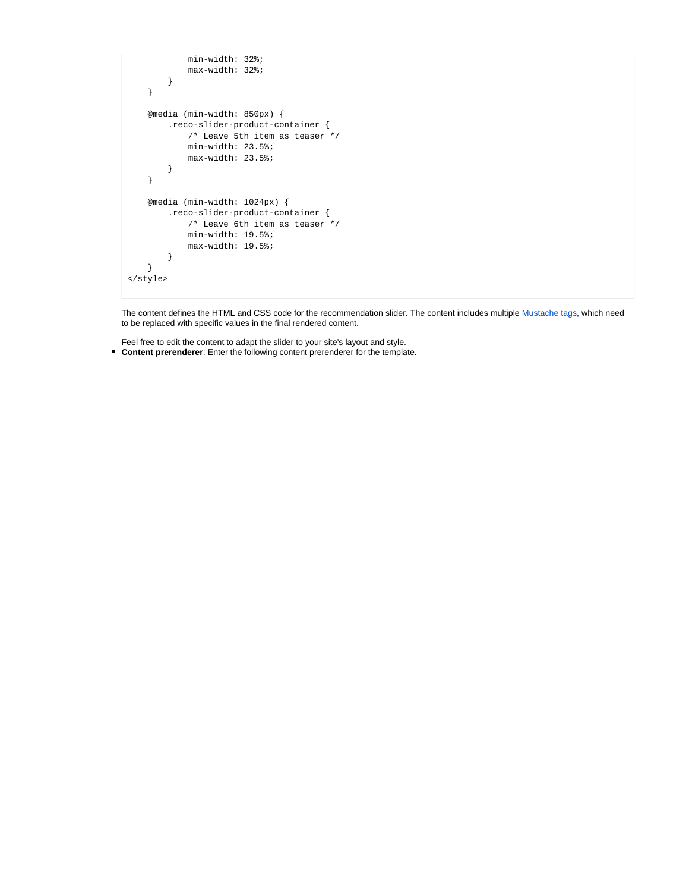```
            min-width: 32%;
            max-width: 32%;
        }
    }

    @media (min-width: 850px) {
        .reco-slider-product-container {
            /* Leave 5th item as teaser */
            min-width: 23.5%;
            max-width: 23.5%;
        }
    }

    @media (min-width: 1024px) {
        .reco-slider-product-container {
            /* Leave 6th item as teaser */
            min-width: 19.5%;
            max-width: 19.5%;
        }
    }
</style>
```

The content defines the HTML and CSS code for the recommendation slider. The content includes multiple Mustache tags, which need to be replaced with specific values in the final rendered content.

Feel free to edit the content to adapt the slider to your site's layout and style.

- **Content prerenderer**: Enter the following content prerenderer for the template.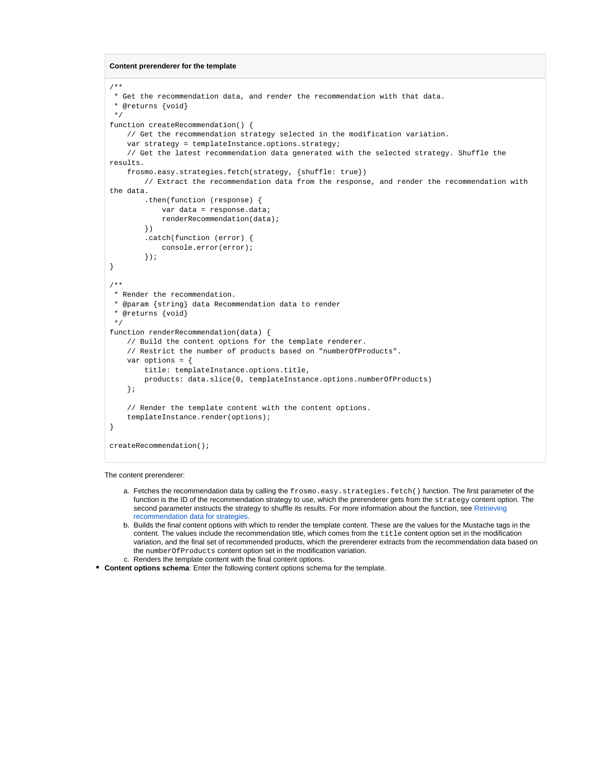**Content prerenderer for the template**

```
/**
 * Get the recommendation data, and render the recommendation with that data.
 * @returns {void}
 */
function createRecommendation() {
    // Get the recommendation strategy selected in the modification variation.
    var strategy = templateInstance.options.strategy;
    // Get the latest recommendation data generated with the selected strategy. Shuffle the
results.
    frosmo.easy.strategies.fetch(strategy, {shuffle: true})
        // Extract the recommendation data from the response, and render the recommendation with
the data.
        .then(function (response) {
            var data = response.data;
            renderRecommendation(data);
        })
        .catch(function (error) {
            console.error(error);
        });
}

/**
 * Render the recommendation.
 * @param {string} data Recommendation data to render
 * @returns {void}
 */
function renderRecommendation(data) {
    // Build the content options for the template renderer.
    // Restrict the number of products based on "numberOfProducts".
    var options = {
        title: templateInstance.options.title,
        products: data.slice(0, templateInstance.options.numberOfProducts)
    };

    // Render the template content with the content options.
    templateInstance.render(options);
}

createRecommendation();
```

The content prerenderer:

a. Fetches the recommendation data by calling the `frosmo.easy.strategies.fetch()` function. The first parameter of the function is the ID of the recommendation strategy to use, which the prerenderer gets from the `strategy` content option. The second parameter instructs the strategy to shuffle its results. For more information about the function, see Retrieving recommendation data for strategies.
b. Builds the final content options with which to render the template content. These are the values for the Mustache tags in the content. The values include the recommendation title, which comes from the `title` content option set in the modification variation, and the final set of recommended products, which the prerenderer extracts from the recommendation data based on the `numberOfProducts` content option set in the modification variation.
c. Renders the template content with the final content options.

- **Content options schema**: Enter the following content options schema for the template.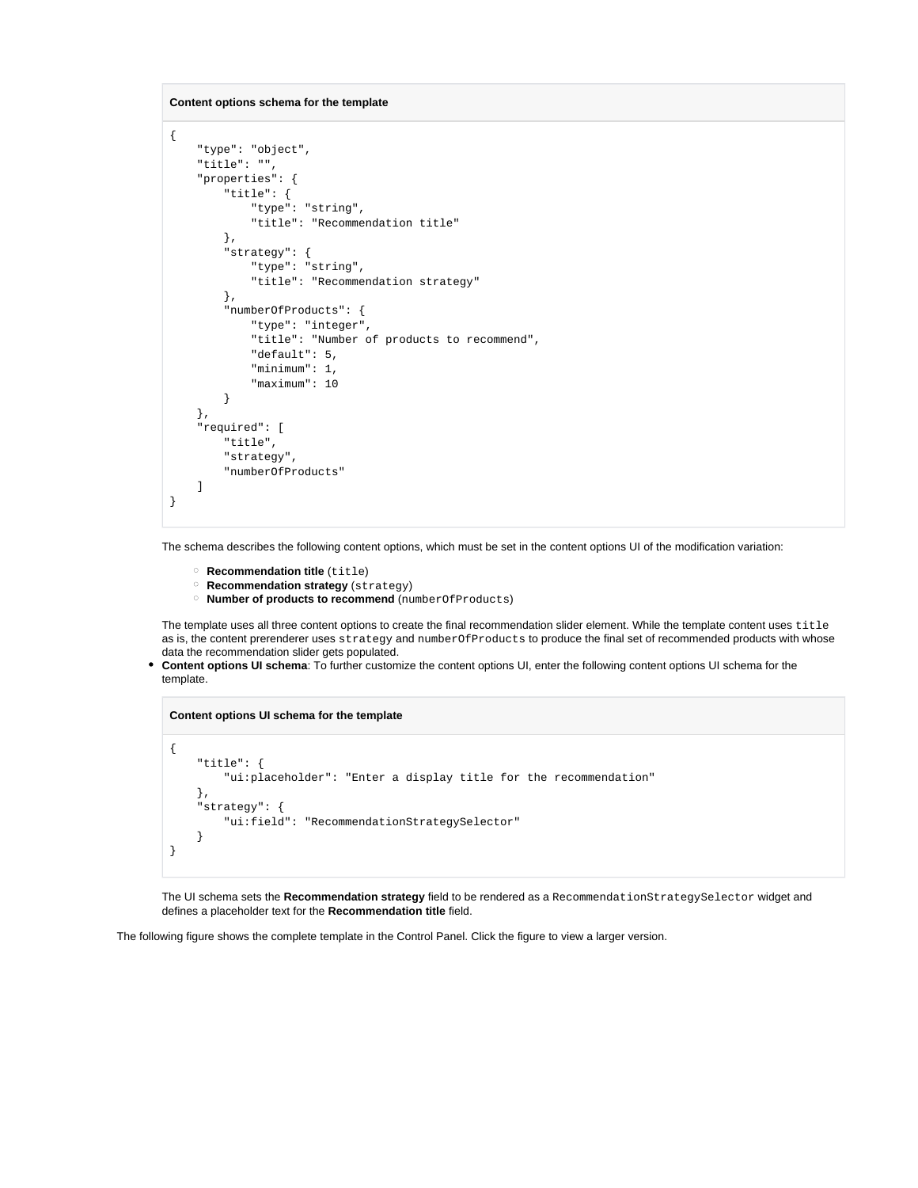**Content options schema for the template**

```
{
    "type": "object",
    "title": "",
    "properties": {
        "title": {
            "type": "string",
            "title": "Recommendation title"
        },
        "strategy": {
            "type": "string",
            "title": "Recommendation strategy"
        },
        "numberOfProducts": {
            "type": "integer",
            "title": "Number of products to recommend",
            "default": 5,
            "minimum": 1,
            "maximum": 10
        }
    },
    "required": [
        "title",
        "strategy",
        "numberOfProducts"
    ]
}
```

The schema describes the following content options, which must be set in the content options UI of the modification variation:

- **Recommendation title** (`title`)
- **Recommendation strategy** (`strategy`)
- **Number of products to recommend** (`numberOfProducts`)

The template uses all three content options to create the final recommendation slider element. While the template content uses `title` as is, the content prerenderer uses `strategy` and `numberOfProducts` to produce the final set of recommended products with whose data the recommendation slider gets populated.

- **Content options UI schema**: To further customize the content options UI, enter the following content options UI schema for the template.

**Content options UI schema for the template**

```
{
    "title": {
        "ui:placeholder": "Enter a display title for the recommendation"
    },
    "strategy": {
        "ui:field": "RecommendationStrategySelector"
    }
}
```

The UI schema sets the **Recommendation strategy** field to be rendered as a `RecommendationStrategySelector` widget and defines a placeholder text for the **Recommendation title** field.

The following figure shows the complete template in the Control Panel. Click the figure to view a larger version.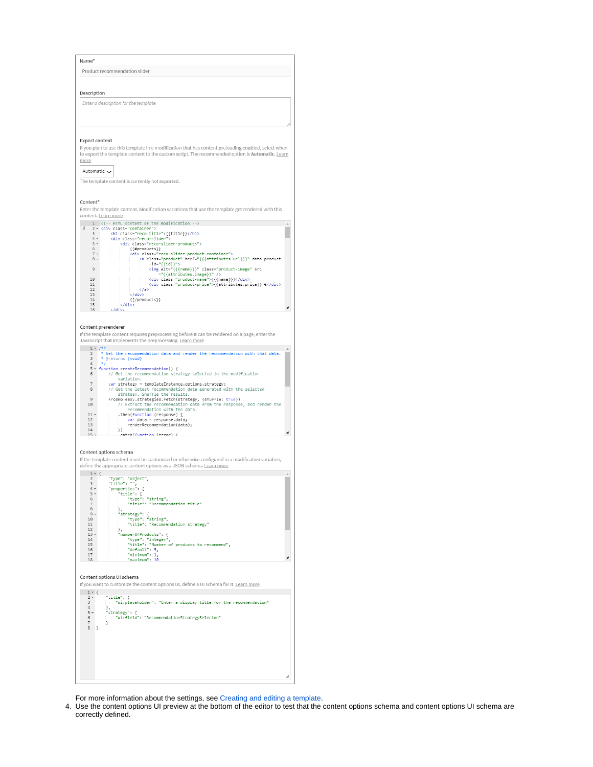Name*

Product recommendation slider

Description

Enter a description for the template

Export content

If you plan to use this template in a modification that has content preloading enabled, select when to export the template content to the custom script. The recommended option is **Automatic**. Learn more

Automatic

The template content is currently not exported.

Content*

Enter the template content. Modification variations that use the template get rendered with this content. Learn more

```
1   <!-- HTML content of the modification -->
2   <div class="container">
3       <h1 class="reco-title">{{title}}</h1>
4       <div class="reco-slider">
5           <div class="reco-slider-products">
6               {{#products}}
7               <div class="reco-slider-product-container">
8                   <a class="product" href="{{{attributes.url}}}" data-product
                    -id="{{id}}">
9                       <img alt="{{{name}}}" class="product-image" src
                        ="{{attributes.image}}" />
10                      <div class="product-name">{{{name}}}</div>
11                      <div class="product-price">{{attributes.price}} €</div>
12                  </a>
13              </div>
14              {{/products}}
15          </div>
16      </div>
```

Content prerenderer

If the template content requires preprocessing before it can be rendered on a page, enter the JavaScript that implements the preprocessing. Learn more

```
1   /**
2    * Get the recommendation data and render the recommendation with that data.
3    * @returns {void}
4    */
5   function createRecommendation() {
6       // Get the recommendation strategy selected in the modification
        variation.
7       var strategy = templateInstance.options.strategy;
8       // Get the latest recommendation data generated with the selected
        strategy. Shuffle the results.
9       frosmo.easy.strategies.fetch(strategy, {shuffle: true})
10          // Extract the recommendation data from the response, and render the
            recommendation with the data.
11          .then(function (response) {
12              var data = response.data;
13              renderRecommendation(data);
14          })
15          .catch(function (error) {
```

Content options schema

If the template content must be customized or otherwise configured in a modification variation, define the appropriate content options as a JSON schema. Learn more

```
1   {
2       "type": "object",
3       "title": "",
4       "properties": {
5           "title": {
6               "type": "string",
7               "title": "Recommendation title"
8           },
9           "strategy": {
10              "type": "string",
11              "title": "Recommendation strategy"
12          },
13          "numberOfProducts": {
14              "type": "integer",
15              "title": "Number of products to recommend",
16              "default": 5,
17              "minimum": 1,
18              "maximum": 10
```

Content options UI schema

If you want to customize the content options UI, define a UI schema for it. Learn more

```
1   {
2       "title": {
3           "ui:placeholder": "Enter a display title for the recommendation"
4       },
5       "strategy": {
6           "ui:field": "RecommendationStrategySelector"
7       }
8   }
```

For more information about the settings, see Creating and editing a template.

4. Use the content options UI preview at the bottom of the editor to test that the content options schema and content options UI schema are correctly defined.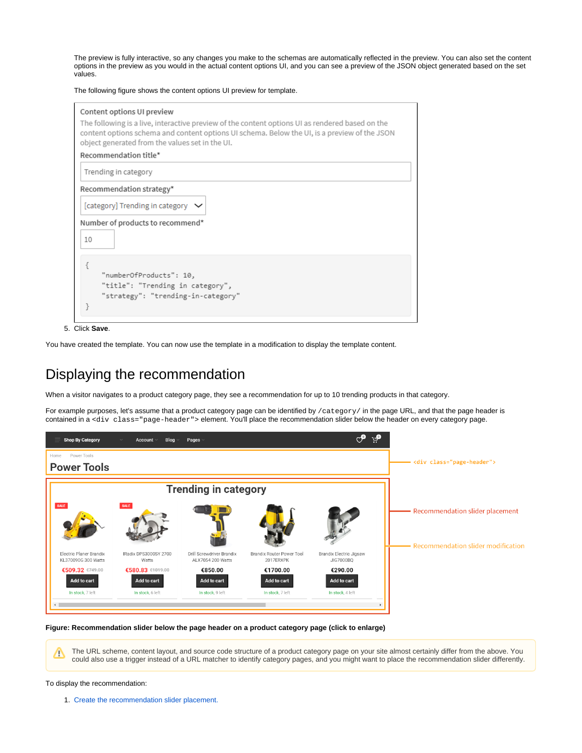The preview is fully interactive, so any changes you make to the schemas are automatically reflected in the preview. You can also set the content options in the preview as you would in the actual content options UI, and you can see a preview of the JSON object generated based on the set values.

The following figure shows the content options UI preview for template.

Content options UI preview

The following is a live, interactive preview of the content options UI as rendered based on the content options schema and content options UI schema. Below the UI, is a preview of the JSON object generated from the values set in the UI.

Recommendation title*

Trending in category

Recommendation strategy*

[category] Trending in category

Number of products to recommend*

10

```
{
    "numberOfProducts": 10,
    "title": "Trending in category",
    "strategy": "trending-in-category"
}
```

5. Click **Save**.

You have created the template. You can now use the template in a modification to display the template content.

# Displaying the recommendation

When a visitor navigates to a product category page, they see a recommendation for up to 10 trending products in that category.

For example purposes, let's assume that a product category page can be identified by `/category/` in the page URL, and that the page header is contained in a `<div class="page-header">` element. You'll place the recommendation slider below the header on every category page.

**Figure: Recommendation slider below the page header on a product category page (click to enlarge)**

The URL scheme, content layout, and source code structure of a product category page on your site almost certainly differ from the above. You could also use a trigger instead of a URL matcher to identify category pages, and you might want to place the recommendation slider differently.

To display the recommendation:

1. Create the recommendation slider placement.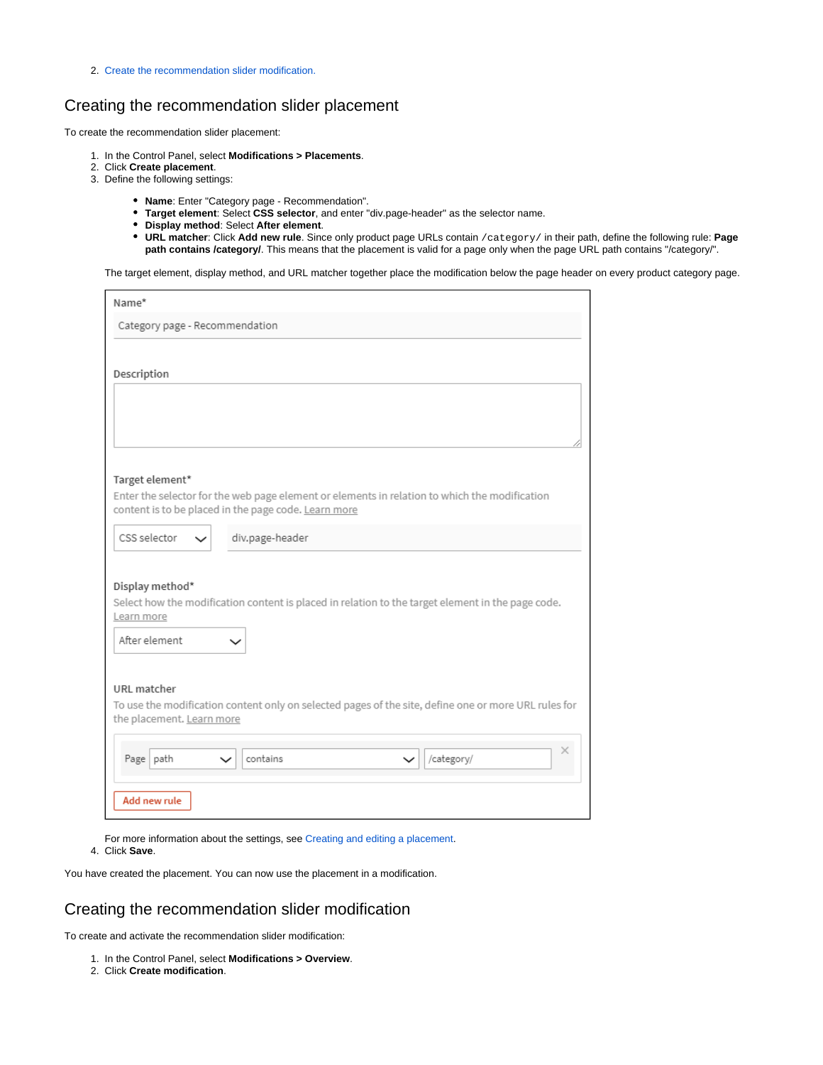2. Create the recommendation slider modification.

## Creating the recommendation slider placement

To create the recommendation slider placement:

1. In the Control Panel, select **Modifications > Placements**.
2. Click **Create placement**.
3. Define the following settings:
   - **Name**: Enter "Category page - Recommendation".
   - **Target element**: Select **CSS selector**, and enter "div.page-header" as the selector name.
   - **Display method**: Select **After element**.
   - **URL matcher**: Click **Add new rule**. Since only product page URLs contain `/category/` in their path, define the following rule: **Page path contains /category/**. This means that the placement is valid for a page only when the page URL path contains "/category/".

   The target element, display method, and URL matcher together place the modification below the page header on every product category page.

   For more information about the settings, see Creating and editing a placement.
4. Click **Save**.

You have created the placement. You can now use the placement in a modification.

## Creating the recommendation slider modification

To create and activate the recommendation slider modification:

1. In the Control Panel, select **Modifications > Overview**.
2. Click **Create modification**.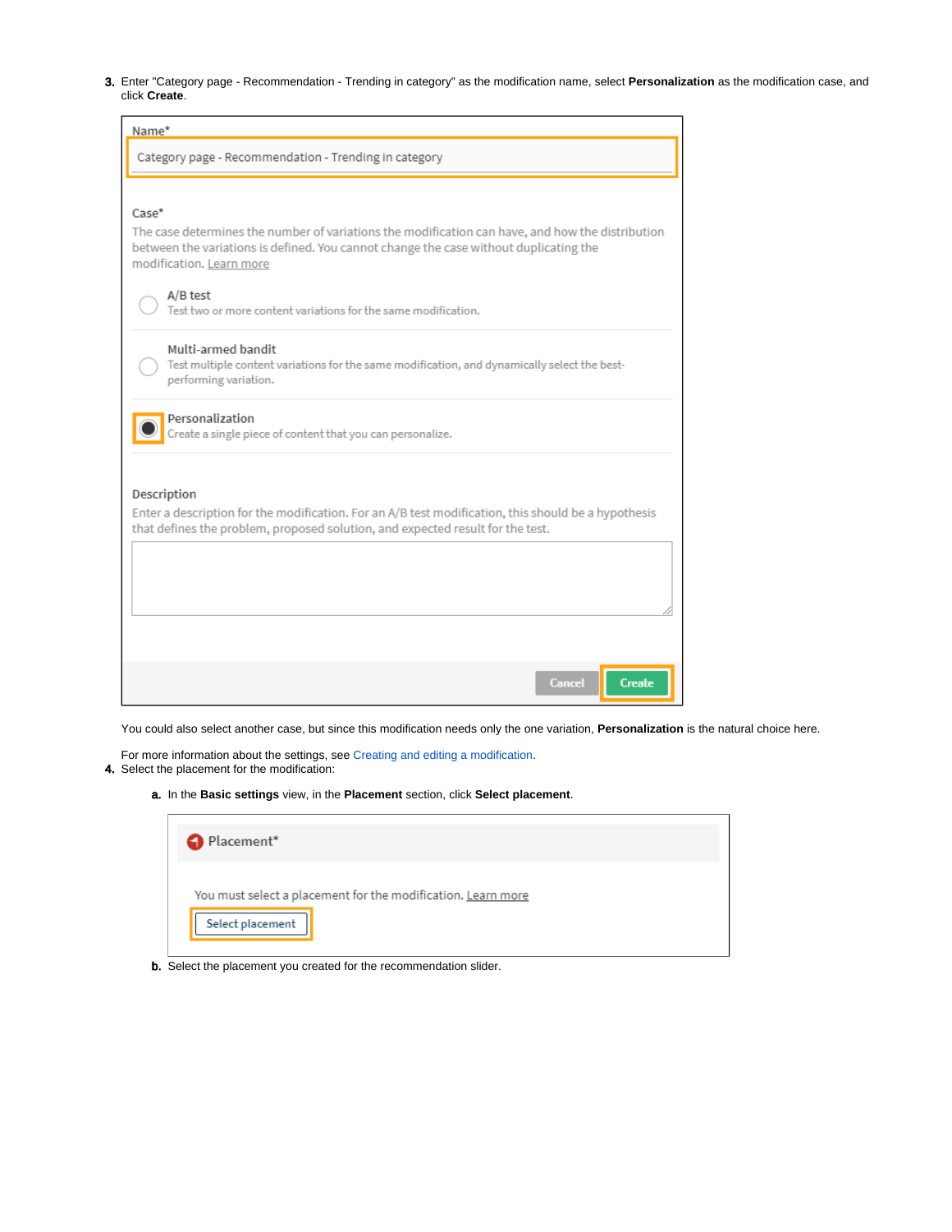3. Enter "Category page - Recommendation - Trending in category" as the modification name, select **Personalization** as the modification case, and click **Create**.

   You could also select another case, but since this modification needs only the one variation, **Personalization** is the natural choice here.

   For more information about the settings, see Creating and editing a modification.

4. Select the placement for the modification:

   a. In the **Basic settings** view, in the **Placement** section, click **Select placement**.

   b. Select the placement you created for the recommendation slider.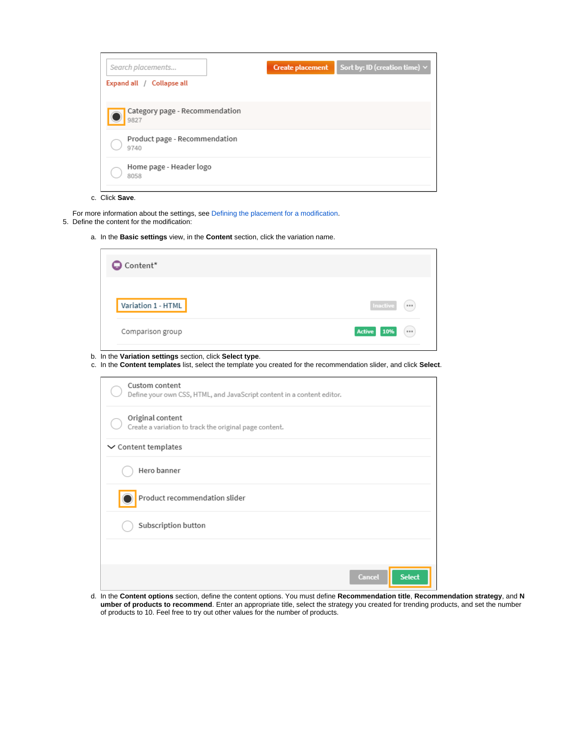c. Click **Save**.

For more information about the settings, see Defining the placement for a modification.

5. Define the content for the modification:

    a. In the **Basic settings** view, in the **Content** section, click the variation name.

    b. In the **Variation settings** section, click **Select type**.

    c. In the **Content templates** list, select the template you created for the recommendation slider, and click **Select**.

    d. In the **Content options** section, define the content options. You must define **Recommendation title**, **Recommendation strategy**, and **Number of products to recommend**. Enter an appropriate title, select the strategy you created for trending products, and set the number of products to 10. Feel free to try out other values for the number of products.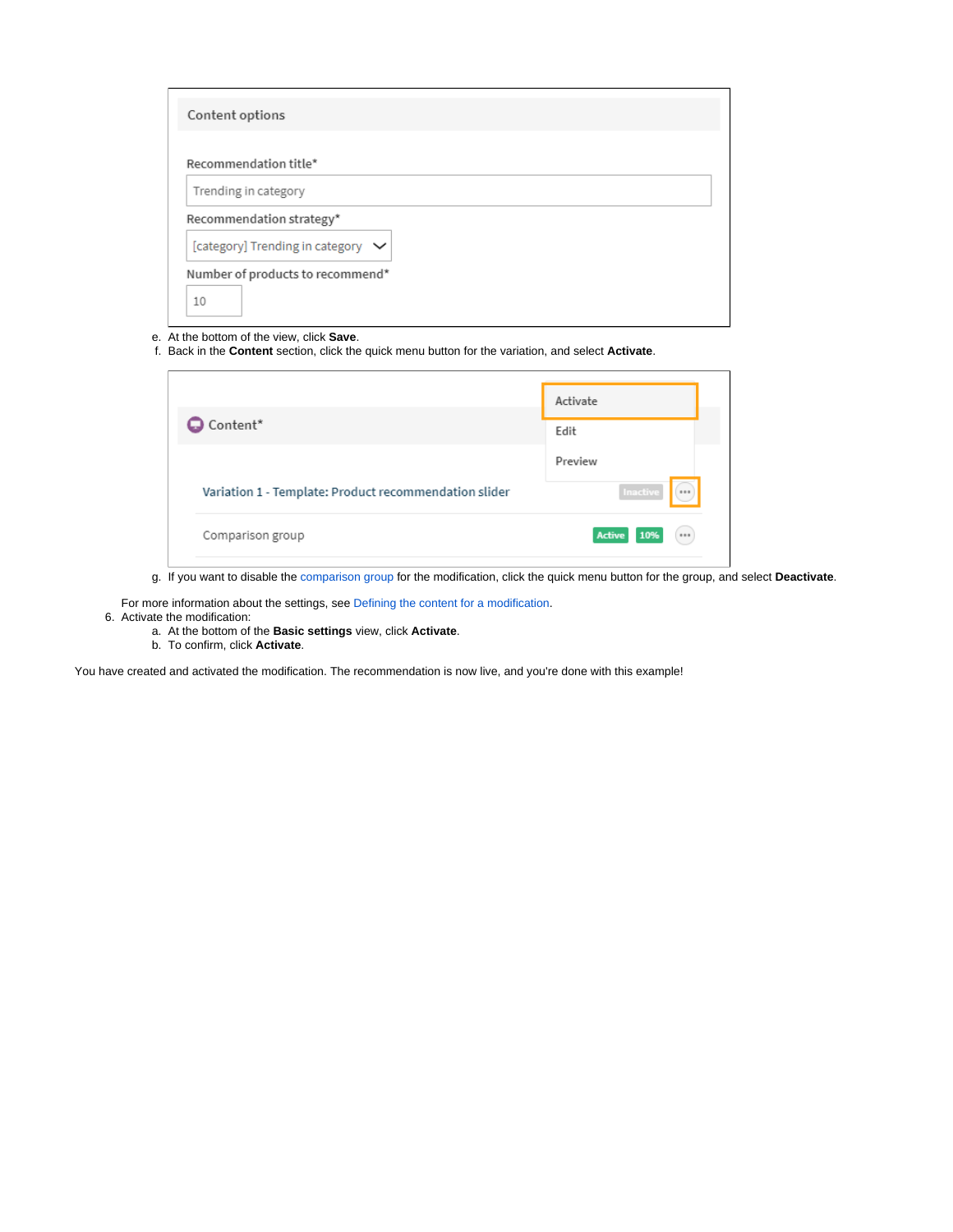Content options

Recommendation title*

Trending in category

Recommendation strategy*

[category] Trending in category

Number of products to recommend*

10

e. At the bottom of the view, click **Save**.
f. Back in the **Content** section, click the quick menu button for the variation, and select **Activate**.

Content*

Activate

Edit

Preview

Variation 1 - Template: Product recommendation slider

Inactive

Comparison group

Active 10%

g. If you want to disable the comparison group for the modification, click the quick menu button for the group, and select **Deactivate**.

For more information about the settings, see Defining the content for a modification.

6. Activate the modification:
   a. At the bottom of the **Basic settings** view, click **Activate**.
   b. To confirm, click **Activate**.

You have created and activated the modification. The recommendation is now live, and you're done with this example!